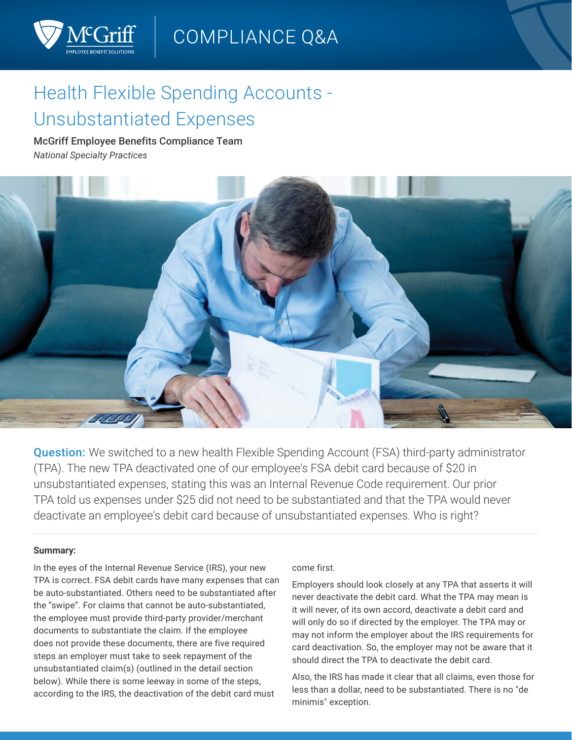COMPLIANCE Q&A

# Health Flexible Spending Accounts - Unsubstantiated Expenses

**McGriff Employee Benefits Compliance Team**

*National Specialty Practices*

**Question:** We switched to a new health Flexible Spending Account (FSA) third-party administrator (TPA). The new TPA deactivated one of our employee's FSA debit card because of $20 in unsubstantiated expenses, stating this was an Internal Revenue Code requirement. Our prior TPA told us expenses under $25 did not need to be substantiated and that the TPA would never deactivate an employee's debit card because of unsubstantiated expenses. Who is right?

**Summary:**

In the eyes of the Internal Revenue Service (IRS), your new TPA is correct. FSA debit cards have many expenses that can be auto-substantiated. Others need to be substantiated after the "swipe". For claims that cannot be auto-substantiated, the employee must provide third-party provider/merchant documents to substantiate the claim. If the employee does not provide these documents, there are five required steps an employer must take to seek repayment of the unsubstantiated claim(s) (outlined in the detail section below). While there is some leeway in some of the steps, according to the IRS, the deactivation of the debit card must come first.

Employers should look closely at any TPA that asserts it will never deactivate the debit card. What the TPA may mean is it will never, of its own accord, deactivate a debit card and will only do so if directed by the employer. The TPA may or may not inform the employer about the IRS requirements for card deactivation. So, the employer may not be aware that it should direct the TPA to deactivate the debit card.

Also, the IRS has made it clear that all claims, even those for less than a dollar, need to be substantiated. There is no "de minimis" exception.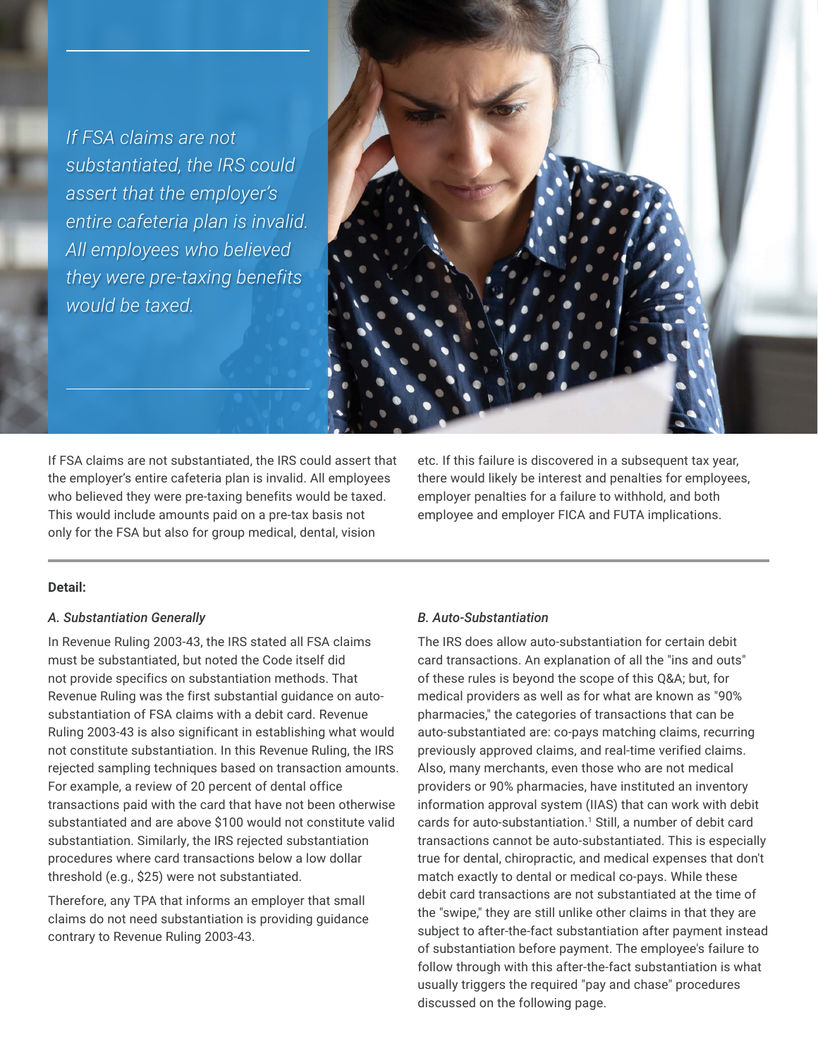*If FSA claims are not substantiated, the IRS could assert that the employer's entire cafeteria plan is invalid. All employees who believed they were pre-taxing benefits would be taxed.*

If FSA claims are not substantiated, the IRS could assert that the employer's entire cafeteria plan is invalid. All employees who believed they were pre-taxing benefits would be taxed. This would include amounts paid on a pre-tax basis not only for the FSA but also for group medical, dental, vision etc. If this failure is discovered in a subsequent tax year, there would likely be interest and penalties for employees, employer penalties for a failure to withhold, and both employee and employer FICA and FUTA implications.

---

**Detail:**

*A. Substantiation Generally*

In Revenue Ruling 2003-43, the IRS stated all FSA claims must be substantiated, but noted the Code itself did not provide specifics on substantiation methods. That Revenue Ruling was the first substantial guidance on auto-substantiation of FSA claims with a debit card. Revenue Ruling 2003-43 is also significant in establishing what would not constitute substantiation. In this Revenue Ruling, the IRS rejected sampling techniques based on transaction amounts. For example, a review of 20 percent of dental office transactions paid with the card that have not been otherwise substantiated and are above $100 would not constitute valid substantiation. Similarly, the IRS rejected substantiation procedures where card transactions below a low dollar threshold (e.g., $25) were not substantiated.

Therefore, any TPA that informs an employer that small claims do not need substantiation is providing guidance contrary to Revenue Ruling 2003-43.

*B. Auto-Substantiation*

The IRS does allow auto-substantiation for certain debit card transactions. An explanation of all the "ins and outs" of these rules is beyond the scope of this Q&A; but, for medical providers as well as for what are known as "90% pharmacies," the categories of transactions that can be auto-substantiated are: co-pays matching claims, recurring previously approved claims, and real-time verified claims. Also, many merchants, even those who are not medical providers or 90% pharmacies, have instituted an inventory information approval system (IIAS) that can work with debit cards for auto-substantiation.[1] Still, a number of debit card transactions cannot be auto-substantiated. This is especially true for dental, chiropractic, and medical expenses that don't match exactly to dental or medical co-pays. While these debit card transactions are not substantiated at the time of the "swipe," they are still unlike other claims in that they are subject to after-the-fact substantiation after payment instead of substantiation before payment. The employee's failure to follow through with this after-the-fact substantiation is what usually triggers the required "pay and chase" procedures discussed on the following page.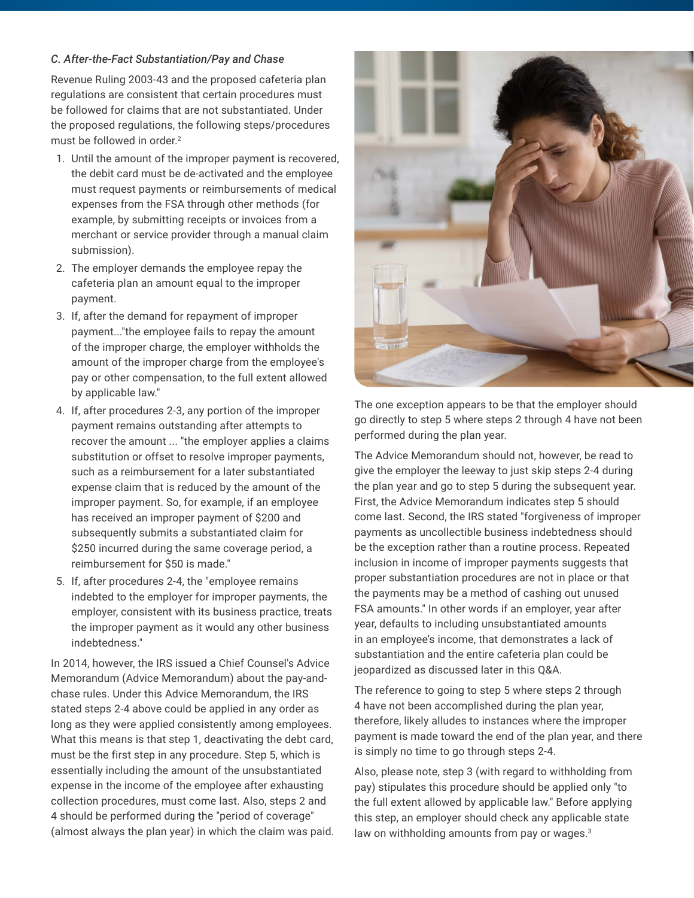*C. After-the-Fact Substantiation/Pay and Chase*

Revenue Ruling 2003-43 and the proposed cafeteria plan regulations are consistent that certain procedures must be followed for claims that are not substantiated. Under the proposed regulations, the following steps/procedures must be followed in order.[2]

1. Until the amount of the improper payment is recovered, the debit card must be de-activated and the employee must request payments or reimbursements of medical expenses from the FSA through other methods (for example, by submitting receipts or invoices from a merchant or service provider through a manual claim submission).
2. The employer demands the employee repay the cafeteria plan an amount equal to the improper payment.
3. If, after the demand for repayment of improper payment..."the employee fails to repay the amount of the improper charge, the employer withholds the amount of the improper charge from the employee's pay or other compensation, to the full extent allowed by applicable law."
4. If, after procedures 2-3, any portion of the improper payment remains outstanding after attempts to recover the amount ... "the employer applies a claims substitution or offset to resolve improper payments, such as a reimbursement for a later substantiated expense claim that is reduced by the amount of the improper payment. So, for example, if an employee has received an improper payment of $200 and subsequently submits a substantiated claim for $250 incurred during the same coverage period, a reimbursement for $50 is made."
5. If, after procedures 2-4, the "employee remains indebted to the employer for improper payments, the employer, consistent with its business practice, treats the improper payment as it would any other business indebtedness."

In 2014, however, the IRS issued a Chief Counsel's Advice Memorandum (Advice Memorandum) about the pay-and-chase rules. Under this Advice Memorandum, the IRS stated steps 2-4 above could be applied in any order as long as they were applied consistently among employees. What this means is that step 1, deactivating the debt card, must be the first step in any procedure. Step 5, which is essentially including the amount of the unsubstantiated expense in the income of the employee after exhausting collection procedures, must come last. Also, steps 2 and 4 should be performed during the "period of coverage" (almost always the plan year) in which the claim was paid.

The one exception appears to be that the employer should go directly to step 5 where steps 2 through 4 have not been performed during the plan year.

The Advice Memorandum should not, however, be read to give the employer the leeway to just skip steps 2-4 during the plan year and go to step 5 during the subsequent year. First, the Advice Memorandum indicates step 5 should come last. Second, the IRS stated "forgiveness of improper payments as uncollectible business indebtedness should be the exception rather than a routine process. Repeated inclusion in income of improper payments suggests that proper substantiation procedures are not in place or that the payments may be a method of cashing out unused FSA amounts." In other words if an employer, year after year, defaults to including unsubstantiated amounts in an employee's income, that demonstrates a lack of substantiation and the entire cafeteria plan could be jeopardized as discussed later in this Q&A.

The reference to going to step 5 where steps 2 through 4 have not been accomplished during the plan year, therefore, likely alludes to instances where the improper payment is made toward the end of the plan year, and there is simply no time to go through steps 2-4.

Also, please note, step 3 (with regard to withholding from pay) stipulates this procedure should be applied only "to the full extent allowed by applicable law." Before applying this step, an employer should check any applicable state law on withholding amounts from pay or wages.[3]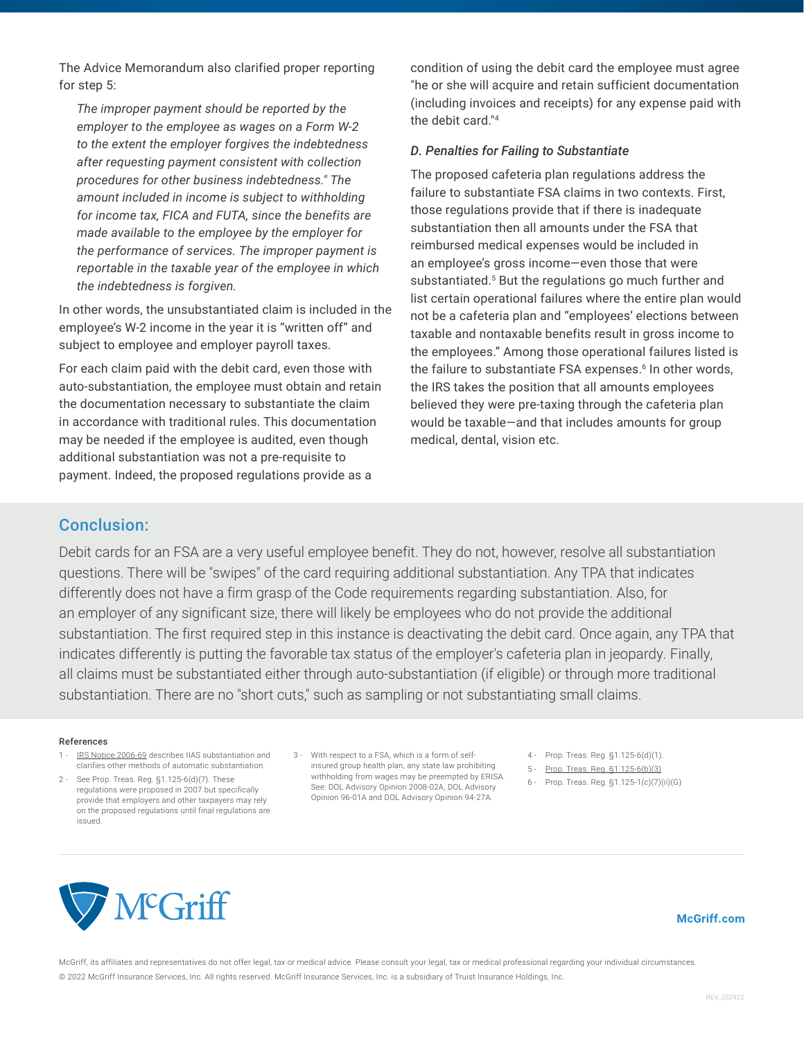The Advice Memorandum also clarified proper reporting for step 5:

> *The improper payment should be reported by the employer to the employee as wages on a Form W-2 to the extent the employer forgives the indebtedness after requesting payment consistent with collection procedures for other business indebtedness." The amount included in income is subject to withholding for income tax, FICA and FUTA, since the benefits are made available to the employee by the employer for the performance of services. The improper payment is reportable in the taxable year of the employee in which the indebtedness is forgiven.*

In other words, the unsubstantiated claim is included in the employee's W-2 income in the year it is "written off" and subject to employee and employer payroll taxes.

For each claim paid with the debit card, even those with auto-substantiation, the employee must obtain and retain the documentation necessary to substantiate the claim in accordance with traditional rules. This documentation may be needed if the employee is audited, even though additional substantiation was not a pre-requisite to payment. Indeed, the proposed regulations provide as a condition of using the debit card the employee must agree "he or she will acquire and retain sufficient documentation (including invoices and receipts) for any expense paid with the debit card."[4]

### *D. Penalties for Failing to Substantiate*

The proposed cafeteria plan regulations address the failure to substantiate FSA claims in two contexts. First, those regulations provide that if there is inadequate substantiation then all amounts under the FSA that reimbursed medical expenses would be included in an employee's gross income—even those that were substantiated.[5] But the regulations go much further and list certain operational failures where the entire plan would not be a cafeteria plan and "employees' elections between taxable and nontaxable benefits result in gross income to the employees." Among those operational failures listed is the failure to substantiate FSA expenses.[6] In other words, the IRS takes the position that all amounts employees believed they were pre-taxing through the cafeteria plan would be taxable—and that includes amounts for group medical, dental, vision etc.

## Conclusion:

Debit cards for an FSA are a very useful employee benefit. They do not, however, resolve all substantiation questions. There will be "swipes" of the card requiring additional substantiation. Any TPA that indicates differently does not have a firm grasp of the Code requirements regarding substantiation. Also, for an employer of any significant size, there will likely be employees who do not provide the additional substantiation. The first required step in this instance is deactivating the debit card. Once again, any TPA that indicates differently is putting the favorable tax status of the employer's cafeteria plan in jeopardy. Finally, all claims must be substantiated either through auto-substantiation (if eligible) or through more traditional substantiation. There are no "short cuts," such as sampling or not substantiating small claims.

#### References

1 - IRS Notice 2006-69 describes IIAS substantiation and clarifies other methods of automatic substantiation.

2 - See Prop. Treas. Reg. §1.125-6(d)(7). These regulations were proposed in 2007 but specifically provide that employers and other taxpayers may rely on the proposed regulations until final regulations are issued.

3 - With respect to a FSA, which is a form of self-insured group health plan, any state law prohibiting withholding from wages may be preempted by ERISA. See: DOL Advisory Opinion 2008-02A, DOL Advisory Opinion 96-01A and DOL Advisory Opinion 94-27A.

4 - Prop. Treas. Reg. §1.125-6(d)(1).

5 - Prop. Treas. Reg. §1.125-6(b)(3)

6 - Prop. Treas. Reg. §1.125-1(c)(7)(ii)(G)

McGriff

McGriff.com

McGriff, its affiliates and representatives do not offer legal, tax or medical advice. Please consult your legal, tax or medical professional regarding your individual circumstances.

© 2022 McGriff Insurance Services, Inc. All rights reserved. McGriff Insurance Services, Inc. is a subsidiary of Truist Insurance Holdings, Inc.

REV_032922